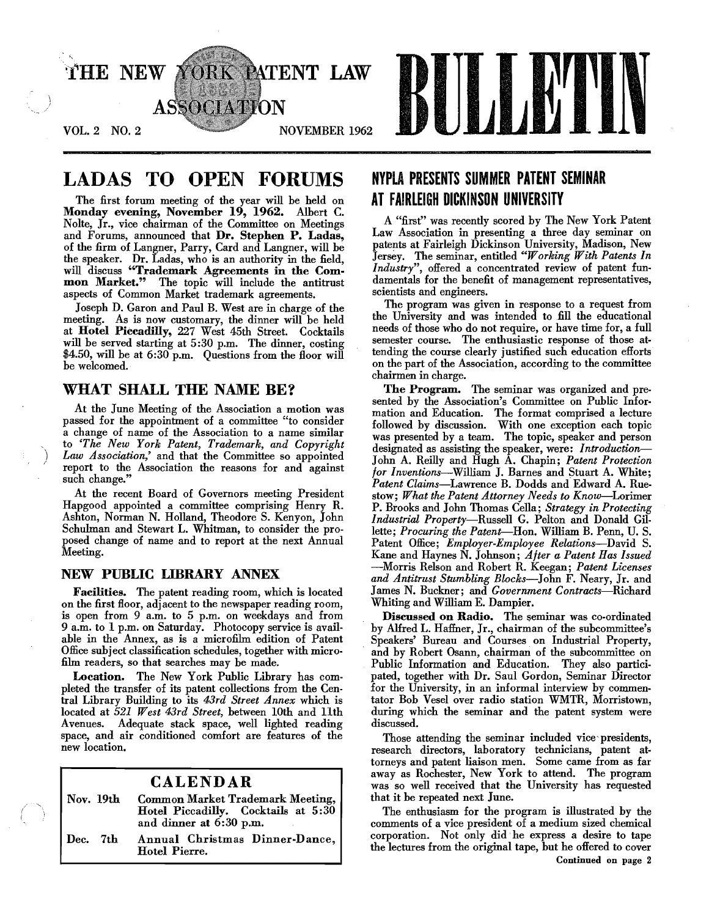# THE NEW YORK PATENT LAW ASSOCIATION BULLETIN

VOL. 2 NO. 2 NOVEMBER 1962

## LADAS TO OPEN FORUMS

The first forum meeting of the year will be held on **Monday evening, November 19, 1962.** Albert C. Nolte, Jr., vice chairman of the Committee on Meetings and Forums, announced that **Dr. Stephen P. Ladas,** of the firm of Langner, Parry, Card and Langner, will be the speaker. Dr. Ladas, who is an authority in the field, will discuss **"Trademark Agreements in the Common Market."** The topic will include the antitrust aspects of Common Market trademark agreements.

Joseph D. Garon and Paul B. West are in charge of the meeting. As is now customary, the dinner will be held at **Hotel Piccadilly,** 227 West 45th Street. Cocktails will be served starting at 5:30 p.m. The dinner, costing $4.50, will be at 6:30 p.m. Questions from the floor will be welcomed.

## WHAT SHALL THE NAME BE?

At the June Meeting of the Association a motion was passed for the appointment of a committee "to consider a change of name of the Association to a name similar to *'The New York Patent, Trademark, and Copyright Law Association,'* and that the Committee so appointed report to the Association the reasons for and against such change."

At the recent Board of Governors meeting President Hapgood appointed a committee comprising Henry R. Ashton, Norman N. Holland, Theodore S. Kenyon, John Schulman and Stewart L. Whitman, to consider the proposed change of name and to report at the next Annual Meeting.

## NEW PUBLIC LIBRARY ANNEX

**Facilities.** The patent reading room, which is located on the first floor, adjacent to the newspaper reading room, is open from 9 a.m. to 5 p.m. on weekdays and from 9 a.m. to 1 p.m. on Saturday. Photocopy service is available in the Annex, as is a microfilm edition of Patent Office subject classification schedules, together with microfilm readers, so that searches may be made.

**Location.** The New York Public Library has completed the transfer of its patent collections from the Central Library Building to its *43rd Street Annex* which is located at *521 West 43rd Street,* between 10th and 11th Avenues. Adequate stack space, well lighted reading space, and air conditioned comfort are features of the new location.

### CALENDAR

| | |
|---|---|
| Nov. 19th | Common Market Trademark Meeting, Hotel Piccadilly. Cocktails at 5:30 and dinner at 6:30 p.m. |
| Dec. 7th | Annual Christmas Dinner-Dance, Hotel Pierre. |

## NYPLA PRESENTS SUMMER PATENT SEMINAR AT FAIRLEIGH DICKINSON UNIVERSITY

A "first" was recently scored by The New York Patent Law Association in presenting a three day seminar on patents at Fairleigh Dickinson University, Madison, New Jersey. The seminar, entitled *"Working With Patents In Industry"*, offered a concentrated review of patent fundamentals for the benefit of management representatives, scientists and engineers.

The program was given in response to a request from the University and was intended to fill the educational needs of those who do not require, or have time for, a full semester course. The enthusiastic response of those attending the course clearly justified such education efforts on the part of the Association, according to the committee chairmen in charge.

**The Program.** The seminar was organized and presented by the Association's Committee on Public Information and Education. The format comprised a lecture followed by discussion. With one exception each topic was presented by a team. The topic, speaker and person designated as assisting the speaker, were: *Introduction*—John A. Reilly and Hugh A. Chapin; *Patent Protection for Inventions*—William J. Barnes and Stuart A. White; *Patent Claims*—Lawrence B. Dodds and Edward A. Ruestow; *What the Patent Attorney Needs to Know*—Lorimer P. Brooks and John Thomas Cella; *Strategy in Protecting Industrial Property*—Russell G. Pelton and Donald Gillette; *Procuring the Patent*—Hon. William B. Penn, U. S. Patent Office; *Employer-Employee Relations*—David S. Kane and Haynes N. Johnson; *After a Patent Has Issued*—Morris Relson and Robert R. Keegan; *Patent Licenses and Antitrust Stumbling Blocks*—John F. Neary, Jr. and James N. Buckner; and *Government Contracts*—Richard Whiting and William E. Dampier.

**Discussed on Radio.** The seminar was co-ordinated by Alfred L. Haffner, Jr., chairman of the subcommittee's Speakers' Bureau and Courses on Industrial Property, and by Robert Osann, chairman of the subcommittee on Public Information and Education. They also participated, together with Dr. Saul Gordon, Seminar Director for the University, in an informal interview by commentator Bob Vesel over radio station WMTR, Morristown, during which the seminar and the patent system were discussed.

Those attending the seminar included vice presidents, research directors, laboratory technicians, patent attorneys and patent liaison men. Some came from as far away as Rochester, New York to attend. The program was so well received that the University has requested that it be repeated next June.

The enthusiasm for the program is illustrated by the comments of a vice president of a medium sized chemical corporation. Not only did he express a desire to tape the lectures from the original tape, but he offered to cover

Continued on page 2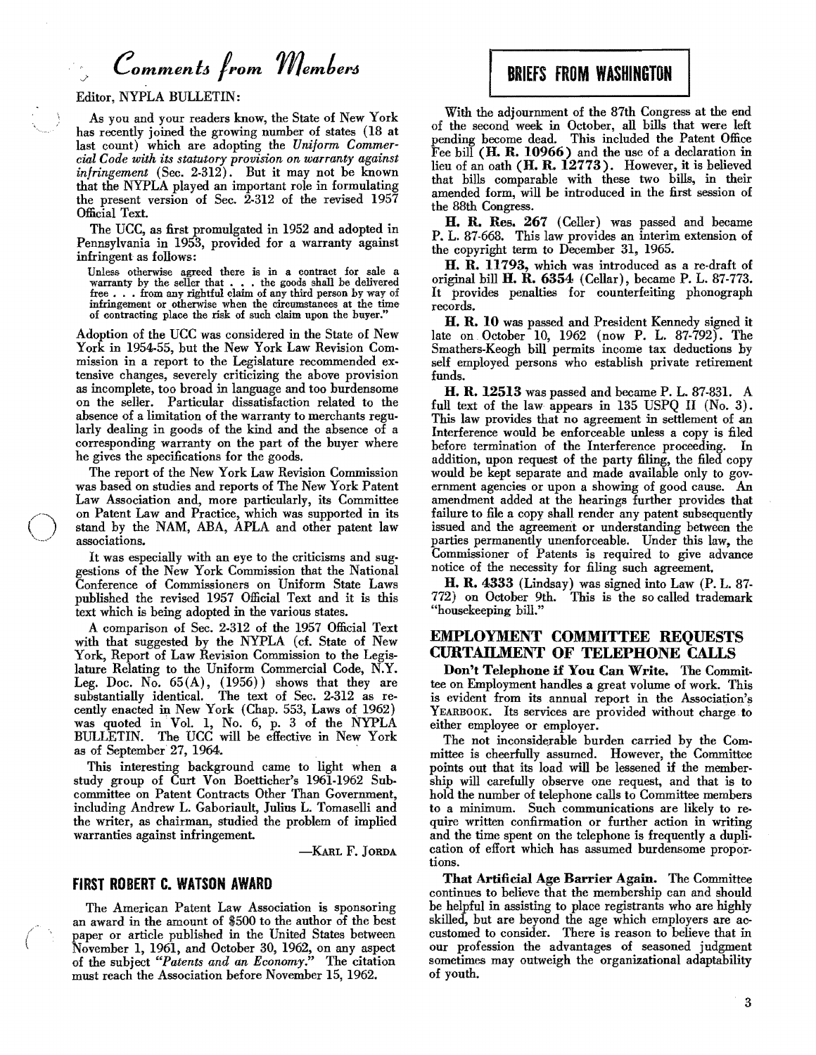## *Comments from Members*

Editor, NYPLA BULLETIN:

As you and your readers know, the State of New York has recently joined the growing number of states (18 at last count) which are adopting the *Uniform Commercial Code with its statutory provision on warranty against infringement* (Sec. 2-312). But it may not be known that the NYPLA played an important role in formulating the present version of Sec. 2-312 of the revised 1957 Official Text.

The UCC, as first promulgated in 1952 and adopted in Pennsylvania in 1953, provided for a warranty against infringement as follows:

> Unless otherwise agreed there is in a contract for sale a warranty by the seller that . . . the goods shall be delivered free . . . from any rightful claim of any third person by way of infringement or otherwise when the circumstances at the time of contracting place the risk of such claim upon the buyer."

Adoption of the UCC was considered in the State of New York in 1954-55, but the New York Law Revision Commission in a report to the Legislature recommended extensive changes, severely criticizing the above provision as incomplete, too broad in language and too burdensome on the seller. Particular dissatisfaction related to the absence of a limitation of the warranty to merchants regularly dealing in goods of the kind and the absence of a corresponding warranty on the part of the buyer where he gives the specifications for the goods.

The report of the New York Law Revision Commission was based on studies and reports of The New York Patent Law Association and, more particularly, its Committee on Patent Law and Practice, which was supported in its stand by the NAM, ABA, APLA and other patent law associations.

It was especially with an eye to the criticisms and suggestions of the New York Commission that the National Conference of Commissioners on Uniform State Laws published the revised 1957 Official Text and it is this text which is being adopted in the various states.

A comparison of Sec. 2-312 of the 1957 Official Text with that suggested by the NYPLA (cf. State of New York, Report of Law Revision Commission to the Legislature Relating to the Uniform Commercial Code, N.Y. Leg. Doc. No. 65(A), (1956)) shows that they are substantially identical. The text of Sec. 2-312 as recently enacted in New York (Chap. 553, Laws of 1962) was quoted in Vol. 1, No. 6, p. 3 of the NYPLA BULLETIN. The UCC will be effective in New York as of September 27, 1964.

This interesting background came to light when a study group of Curt Von Boetticher's 1961-1962 Subcommittee on Patent Contracts Other Than Government, including Andrew L. Gaboriault, Julius L. Tomaselli and the writer, as chairman, studied the problem of implied warranties against infringement.

—KARL F. JORDA

## FIRST ROBERT C. WATSON AWARD

The American Patent Law Association is sponsoring an award in the amount of $500 to the author of the best paper or article published in the United States between November 1, 1961, and October 30, 1962, on any aspect of the subject *"Patents and an Economy."* The citation must reach the Association before November 15, 1962.

## BRIEFS FROM WASHINGTON

With the adjournment of the 87th Congress at the end of the second week in October, all bills that were left pending become dead. This included the Patent Office Fee bill **(H. R. 10966)** and the use of a declaration in lieu of an oath **(H. R. 12773)**. However, it is believed that bills comparable with these two bills, in their amended form, will be introduced in the first session of the 88th Congress.

**H. R. Res. 267** (Celler) was passed and became P. L. 87-668. This law provides an interim extension of the copyright term to December 31, 1965.

**H. R. 11793**, which was introduced as a re-draft of original bill **H. R. 6354** (Cellar), became P. L. 87-773. It provides penalties for counterfeiting phonograph records.

**H. R. 10** was passed and President Kennedy signed it late on October 10, 1962 (now P. L. 87-792). The Smathers-Keogh bill permits income tax deductions by self employed persons who establish private retirement funds.

**H. R. 12513** was passed and became P. L. 87-831. A full text of the law appears in 135 USPQ II (No. 3). This law provides that no agreement in settlement of an Interference would be enforceable unless a copy is filed before termination of the Interference proceeding. In addition, upon request of the party filing, the filed copy would be kept separate and made available only to government agencies or upon a showing of good cause. An amendment added at the hearings further provides that failure to file a copy shall render any patent subsequently issued and the agreement or understanding between the parties permanently unenforceable. Under this law, the Commissioner of Patents is required to give advance notice of the necessity for filing such agreement.

**H. R. 4333** (Lindsay) was signed into Law (P. L. 87-772) on October 9th. This is the so called trademark "housekeeping bill."

## EMPLOYMENT COMMITTEE REQUESTS CURTAILMENT OF TELEPHONE CALLS

**Don't Telephone if You Can Write.** The Committee on Employment handles a great volume of work. This is evident from its annual report in the Association's YEARBOOK. Its services are provided without charge to either employee or employer.

The not inconsiderable burden carried by the Committee is cheerfully assumed. However, the Committee points out that its load will be lessened if the membership will carefully observe one request, and that is to hold the number of telephone calls to Committee members to a minimum. Such communications are likely to require written confirmation or further action in writing and the time spent on the telephone is frequently a duplication of effort which has assumed burdensome proportions.

**That Artificial Age Barrier Again.** The Committee continues to believe that the membership can and should be helpful in assisting to place registrants who are highly skilled, but are beyond the age which employers are accustomed to consider. There is reason to believe that in our profession the advantages of seasoned judgment sometimes may outweigh the organizational adaptability of youth.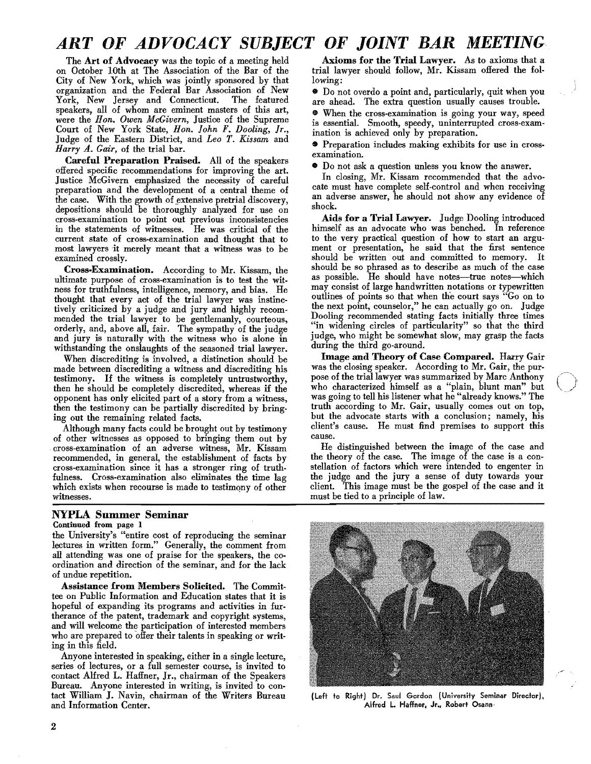# ART OF ADVOCACY SUBJECT OF JOINT BAR MEETING

The **Art of Advocacy** was the topic of a meeting held on October 10th at The Association of the Bar of the City of New York, which was jointly sponsored by that organization and the Federal Bar Association of New York, New Jersey and Connecticut. The featured speakers, all of whom are eminent masters of this art, were the *Hon. Owen McGivern,* Justice of the Supreme Court of New York State, *Hon. John F. Dooling, Jr.,* Judge of the Eastern District, and *Leo T. Kissam* and *Harry A. Gair,* of the trial bar.

**Careful Preparation Praised.** All of the speakers offered specific recommendations for improving the art. Justice McGivern emphasized the necessity of careful preparation and the development of a central theme of the case. With the growth of extensive pretrial discovery, depositions should be thoroughly analyzed for use on cross-examination to point out previous inconsistencies in the statements of witnesses. He was critical of the current state of cross-examination and thought that to most lawyers it merely meant that a witness was to be examined crossly.

**Cross-Examination.** According to Mr. Kissam, the ultimate purpose of cross-examination is to test the witness for truthfulness, intelligence, memory, and bias. He thought that every act of the trial lawyer was instinctively criticized by a judge and jury and highly recommended the trial lawyer to be gentlemanly, courteous, orderly, and, above all, fair. The sympathy of the judge and jury is naturally with the witness who is alone in withstanding the onslaughts of the seasoned trial lawyer.

When discrediting is involved, a distinction should be made between discrediting a witness and discrediting his testimony. If the witness is completely untrustworthy, then he should be completely discredited, whereas if the opponent has only elicited part of a story from a witness, then the testimony can be partially discredited by bringing out the remaining related facts.

Although many facts could be brought out by testimony of other witnesses as opposed to bringing them out by cross-examination of an adverse witness, Mr. Kissam recommended, in general, the establishment of facts by cross-examination since it has a stronger ring of truthfulness. Cross-examination also eliminates the time lag which exists when recourse is made to testimony of other witnesses.

**Axioms for the Trial Lawyer.** As to axioms that a trial lawyer should follow, Mr. Kissam offered the following:

- Do not overdo a point and, particularly, quit when you are ahead. The extra question usually causes trouble.
- When the cross-examination is going your way, speed is essential. Smooth, speedy, uninterrupted cross-examination is achieved only by preparation.
- Preparation includes making exhibits for use in cross-examination.
- Do not ask a question unless you know the answer.

In closing, Mr. Kissam recommended that the advocate must have complete self-control and when receiving an adverse answer, he should not show any evidence of shock.

**Aids for a Trial Lawyer.** Judge Dooling introduced himself as an advocate who was benched. In reference to the very practical question of how to start an argument or presentation, he said that the first sentence should be written out and committed to memory. It should be so phrased as to describe as much of the case as possible. He should have notes—true notes—which may consist of large handwritten notations or typewritten outlines of points so that when the court says "Go on to the next point, counselor," he can actually go on. Judge Dooling recommended stating facts initially three times "in widening circles of particularity" so that the third judge, who might be somewhat slow, may grasp the facts during the third go-around.

**Image and Theory of Case Compared.** Harry Gair was the closing speaker. According to Mr. Gair, the purpose of the trial lawyer was summarized by Marc Anthony who characterized himself as a "plain, blunt man" but was going to tell his listener what he "already knows." The truth according to Mr. Gair, usually comes out on top, but the advocate starts with a conclusion; namely, his client's cause. He must find premises to support this cause.

He distinguished between the image of the case and the theory of the case. The image of the case is a constellation of factors which were intended to engenter in the judge and the jury a sense of duty towards your client. This image must be the gospel of the case and it must be tied to a principle of law.

## NYPLA Summer Seminar

**Continued from page 1**

the University's "entire cost of reproducing the seminar lectures in written form." Generally, the comment from all attending was one of praise for the speakers, the coordination and direction of the seminar, and for the lack of undue repetition.

**Assistance from Members Solicited.** The Committee on Public Information and Education states that it is hopeful of expanding its programs and activities in furtherance of the patent, trademark and copyright systems, and will welcome the participation of interested members who are prepared to offer their talents in speaking or writing in this field.

Anyone interested in speaking, either in a single lecture, series of lectures, or a full semester course, is invited to contact Alfred L. Haffner, Jr., chairman of the Speakers Bureau. Anyone interested in writing, is invited to contact William J. Navin, chairman of the Writers Bureau and Information Center.

(Left to Right) Dr. Saul Gordon (University Seminar Director), Alfred L. Haffner, Jr., Robert Osann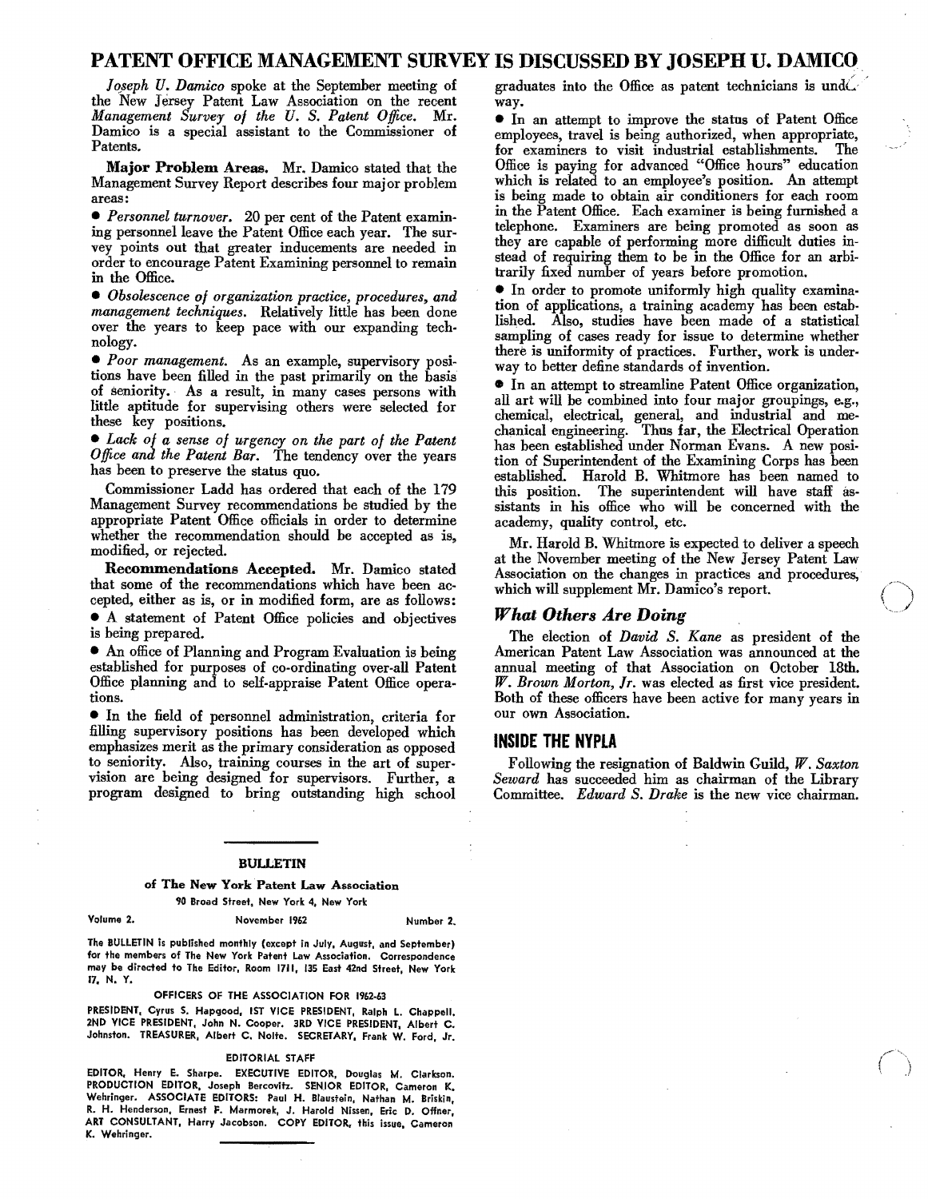# PATENT OFFICE MANAGEMENT SURVEY IS DISCUSSED BY JOSEPH U. DAMICO

*Joseph U. Damico* spoke at the September meeting of the New Jersey Patent Law Association on the recent *Management Survey of the U. S. Patent Office.* Mr. Damico is a special assistant to the Commissioner of Patents.

**Major Problem Areas.** Mr. Damico stated that the Management Survey Report describes four major problem areas:

- *Personnel turnover.* 20 per cent of the Patent examining personnel leave the Patent Office each year. The survey points out that greater inducements are needed in order to encourage Patent Examining personnel to remain in the Office.
- *Obsolescence of organization practice, procedures, and management techniques.* Relatively little has been done over the years to keep pace with our expanding technology.
- *Poor management.* As an example, supervisory positions have been filled in the past primarily on the basis of seniority. As a result, in many cases persons with little aptitude for supervising others were selected for these key positions.
- *Lack of a sense of urgency on the part of the Patent Office and the Patent Bar.* The tendency over the years has been to preserve the status quo.

Commissioner Ladd has ordered that each of the 179 Management Survey recommendations be studied by the appropriate Patent Office officials in order to determine whether the recommendation should be accepted as is, modified, or rejected.

**Recommendations Accepted.** Mr. Damico stated that some of the recommendations which have been accepted, either as is, or in modified form, are as follows:

- A statement of Patent Office policies and objectives is being prepared.
- An office of Planning and Program Evaluation is being established for purposes of co-ordinating over-all Patent Office planning and to self-appraise Patent Office operations.
- In the field of personnel administration, criteria for filling supervisory positions has been developed which emphasizes merit as the primary consideration as opposed to seniority. Also, training courses in the art of supervision are being designed for supervisors. Further, a program designed to bring outstanding high school graduates into the Office as patent technicians is underway.
- In an attempt to improve the status of Patent Office employees, travel is being authorized, when appropriate, for examiners to visit industrial establishments. The Office is paying for advanced "Office hours" education which is related to an employee's position. An attempt is being made to obtain air conditioners for each room in the Patent Office. Each examiner is being furnished a telephone. Examiners are being promoted as soon as they are capable of performing more difficult duties instead of requiring them to be in the Office for an arbitrarily fixed number of years before promotion.
- In order to promote uniformly high quality examination of applications, a training academy has been established. Also, studies have been made of a statistical sampling of cases ready for issue to determine whether there is uniformity of practices. Further, work is underway to better define standards of invention.
- In an attempt to streamline Patent Office organization, all art will be combined into four major groupings, e.g., chemical, electrical, general, and industrial and mechanical engineering. Thus far, the Electrical Operation has been established under Norman Evans. A new position of Superintendent of the Examining Corps has been established. Harold B. Whitmore has been named to this position. The superintendent will have staff assistants in his office who will be concerned with the academy, quality control, etc.

Mr. Harold B. Whitmore is expected to deliver a speech at the November meeting of the New Jersey Patent Law Association on the changes in practices and procedures, which will supplement Mr. Damico's report.

## *What Others Are Doing*

The election of *David S. Kane* as president of the American Patent Law Association was announced at the annual meeting of that Association on October 18th. *W. Brown Morton, Jr.* was elected as first vice president. Both of these officers have been active for many years in our own Association.

## INSIDE THE NYPLA

Following the resignation of Baldwin Guild, *W. Saxton Seward* has succeeded him as chairman of the Library Committee. *Edward S. Drake* is the new vice chairman.

---

**BULLETIN**

**of The New York Patent Law Association**

90 Broad Street, New York 4, New York

Volume 2. November 1962 Number 2.

The BULLETIN is published monthly (except in July, August, and September) for the members of The New York Patent Law Association. Correspondence may be directed to The Editor, Room 1711, 135 East 42nd Street, New York 17, N. Y.

OFFICERS OF THE ASSOCIATION FOR 1962-63

PRESIDENT, Cyrus S. Hapgood. 1ST VICE PRESIDENT, Ralph L. Chappell. 2ND VICE PRESIDENT, John N. Cooper. 3RD VICE PRESIDENT, Albert C. Johnston. TREASURER, Albert C. Nolte. SECRETARY, Frank W. Ford, Jr.

EDITORIAL STAFF

EDITOR, Henry E. Sharpe. EXECUTIVE EDITOR, Douglas M. Clarkson. PRODUCTION EDITOR, Joseph Bercovitz. SENIOR EDITOR, Cameron K. Wehringer. ASSOCIATE EDITORS: Paul H. Blaustein, Nathan M. Briskin, R. H. Henderson, Ernest F. Marmorek, J. Harold Nissen, Eric D. Offner, ART CONSULTANT, Harry Jacobson. COPY EDITOR, this issue, Cameron K. Wehringer.